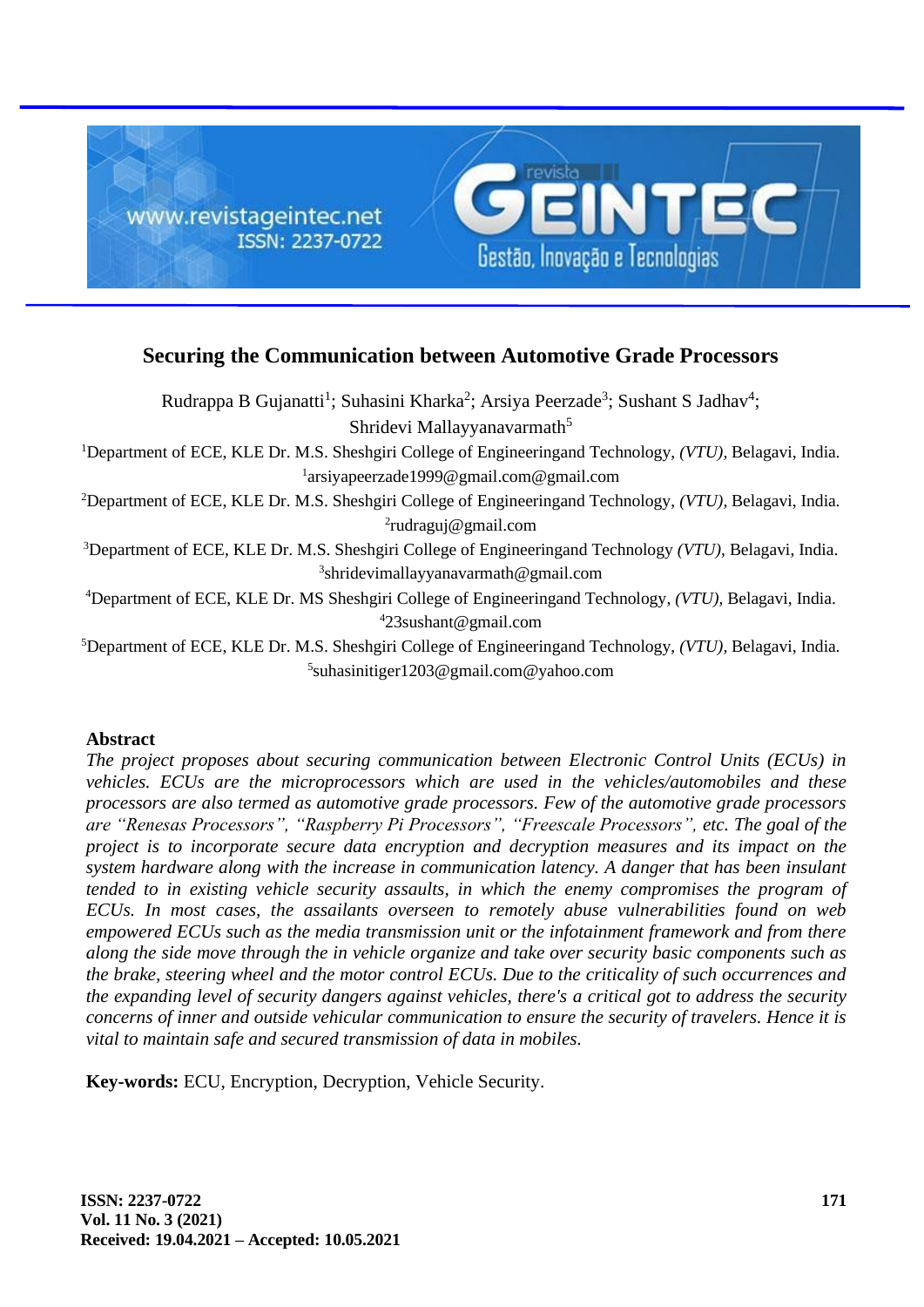# Securing the Communication between Automotive Grade Processors

Rudrappa B Gujanatti[1]; Suhasini Kharka[2]; Arsiya Peerzade[3]; Sushant S Jadhav[4]; Shridevi Mallayyanavarmath[5]

[1]Department of ECE, KLE Dr. M.S. Sheshgiri College of Engineeringand Technology, *(VTU),* Belagavi, India.
[1]arsiyapeerzade1999@gmail.com@gmail.com

[2]Department of ECE, KLE Dr. M.S. Sheshgiri College of Engineeringand Technology, *(VTU),* Belagavi, India.
[2]rudraguj@gmail.com

[3]Department of ECE, KLE Dr. M.S. Sheshgiri College of Engineeringand Technology *(VTU),* Belagavi, India.
[3]shridevimallayyanavarmath@gmail.com

[4]Department of ECE, KLE Dr. MS Sheshgiri College of Engineeringand Technology, *(VTU),* Belagavi, India.
[4]23sushant@gmail.com

[5]Department of ECE, KLE Dr. M.S. Sheshgiri College of Engineeringand Technology, *(VTU),* Belagavi, India.
[5]suhasinitiger1203@gmail.com@yahoo.com

## Abstract

*The project proposes about securing communication between Electronic Control Units (ECUs) in vehicles. ECUs are the microprocessors which are used in the vehicles/automobiles and these processors are also termed as automotive grade processors. Few of the automotive grade processors are "Renesas Processors", "Raspberry Pi Processors", "Freescale Processors", etc. The goal of the project is to incorporate secure data encryption and decryption measures and its impact on the system hardware along with the increase in communication latency. A danger that has been insulant tended to in existing vehicle security assaults, in which the enemy compromises the program of ECUs. In most cases, the assailants overseen to remotely abuse vulnerabilities found on web empowered ECUs such as the media transmission unit or the infotainment framework and from there along the side move through the in vehicle organize and take over security basic components such as the brake, steering wheel and the motor control ECUs. Due to the criticality of such occurrences and the expanding level of security dangers against vehicles, there's a critical got to address the security concerns of inner and outside vehicular communication to ensure the security of travelers. Hence it is vital to maintain safe and secured transmission of data in mobiles.*

**Key-words:** ECU, Encryption, Decryption, Vehicle Security.

Received: 19.04.2021 – Accepted: 10.05.2021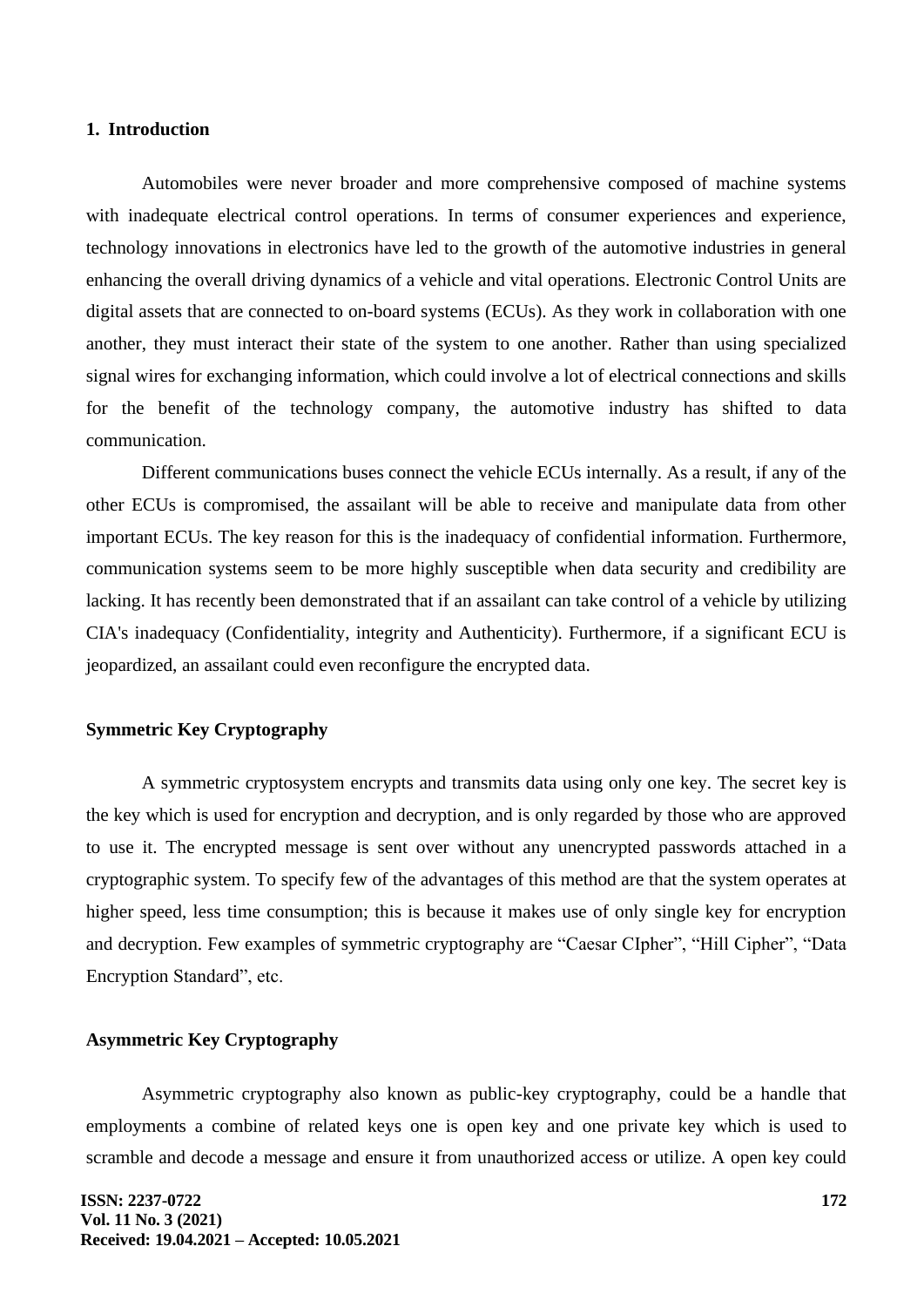## 1. Introduction

Automobiles were never broader and more comprehensive composed of machine systems with inadequate electrical control operations. In terms of consumer experiences and experience, technology innovations in electronics have led to the growth of the automotive industries in general enhancing the overall driving dynamics of a vehicle and vital operations. Electronic Control Units are digital assets that are connected to on-board systems (ECUs). As they work in collaboration with one another, they must interact their state of the system to one another. Rather than using specialized signal wires for exchanging information, which could involve a lot of electrical connections and skills for the benefit of the technology company, the automotive industry has shifted to data communication.

Different communications buses connect the vehicle ECUs internally. As a result, if any of the other ECUs is compromised, the assailant will be able to receive and manipulate data from other important ECUs. The key reason for this is the inadequacy of confidential information. Furthermore, communication systems seem to be more highly susceptible when data security and credibility are lacking. It has recently been demonstrated that if an assailant can take control of a vehicle by utilizing CIA's inadequacy (Confidentiality, integrity and Authenticity). Furthermore, if a significant ECU is jeopardized, an assailant could even reconfigure the encrypted data.

### Symmetric Key Cryptography

A symmetric cryptosystem encrypts and transmits data using only one key. The secret key is the key which is used for encryption and decryption, and is only regarded by those who are approved to use it. The encrypted message is sent over without any unencrypted passwords attached in a cryptographic system. To specify few of the advantages of this method are that the system operates at higher speed, less time consumption; this is because it makes use of only single key for encryption and decryption. Few examples of symmetric cryptography are "Caesar CIpher", "Hill Cipher", "Data Encryption Standard", etc.

### Asymmetric Key Cryptography

Asymmetric cryptography also known as public-key cryptography, could be a handle that employments a combine of related keys one is open key and one private key which is used to scramble and decode a message and ensure it from unauthorized access or utilize. A open key could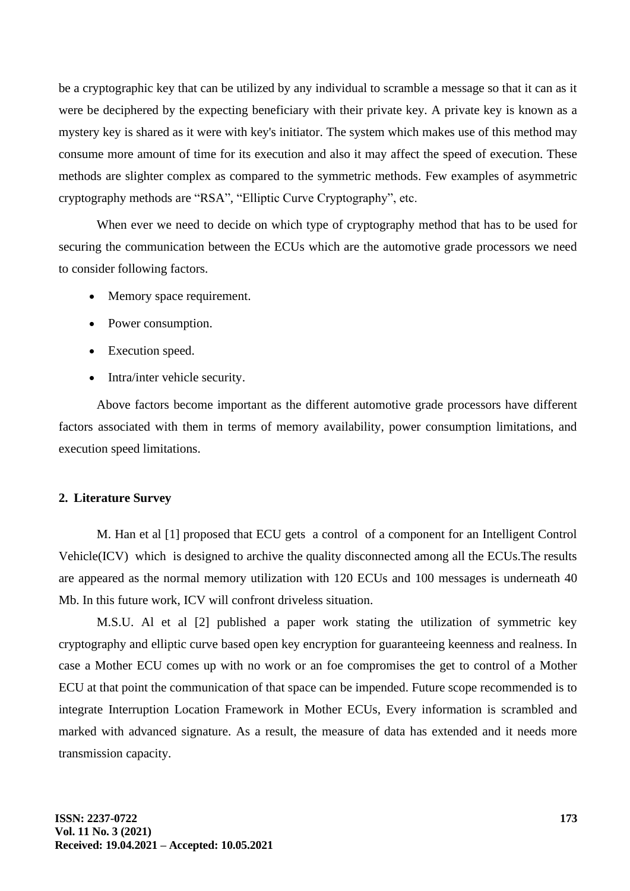be a cryptographic key that can be utilized by any individual to scramble a message so that it can as it were be deciphered by the expecting beneficiary with their private key. A private key is known as a mystery key is shared as it were with key's initiator. The system which makes use of this method may consume more amount of time for its execution and also it may affect the speed of execution. These methods are slighter complex as compared to the symmetric methods. Few examples of asymmetric cryptography methods are "RSA", "Elliptic Curve Cryptography", etc.

When ever we need to decide on which type of cryptography method that has to be used for securing the communication between the ECUs which are the automotive grade processors we need to consider following factors.

- Memory space requirement.
- Power consumption.
- Execution speed.
- Intra/inter vehicle security.

Above factors become important as the different automotive grade processors have different factors associated with them in terms of memory availability, power consumption limitations, and execution speed limitations.

## 2. Literature Survey

M. Han et al [1] proposed that ECU gets a control of a component for an Intelligent Control Vehicle(ICV) which is designed to archive the quality disconnected among all the ECUs.The results are appeared as the normal memory utilization with 120 ECUs and 100 messages is underneath 40 Mb. In this future work, ICV will confront driveless situation.

M.S.U. Al et al [2] published a paper work stating the utilization of symmetric key cryptography and elliptic curve based open key encryption for guaranteeing keenness and realness. In case a Mother ECU comes up with no work or an foe compromises the get to control of a Mother ECU at that point the communication of that space can be impended. Future scope recommended is to integrate Interruption Location Framework in Mother ECUs, Every information is scrambled and marked with advanced signature. As a result, the measure of data has extended and it needs more transmission capacity.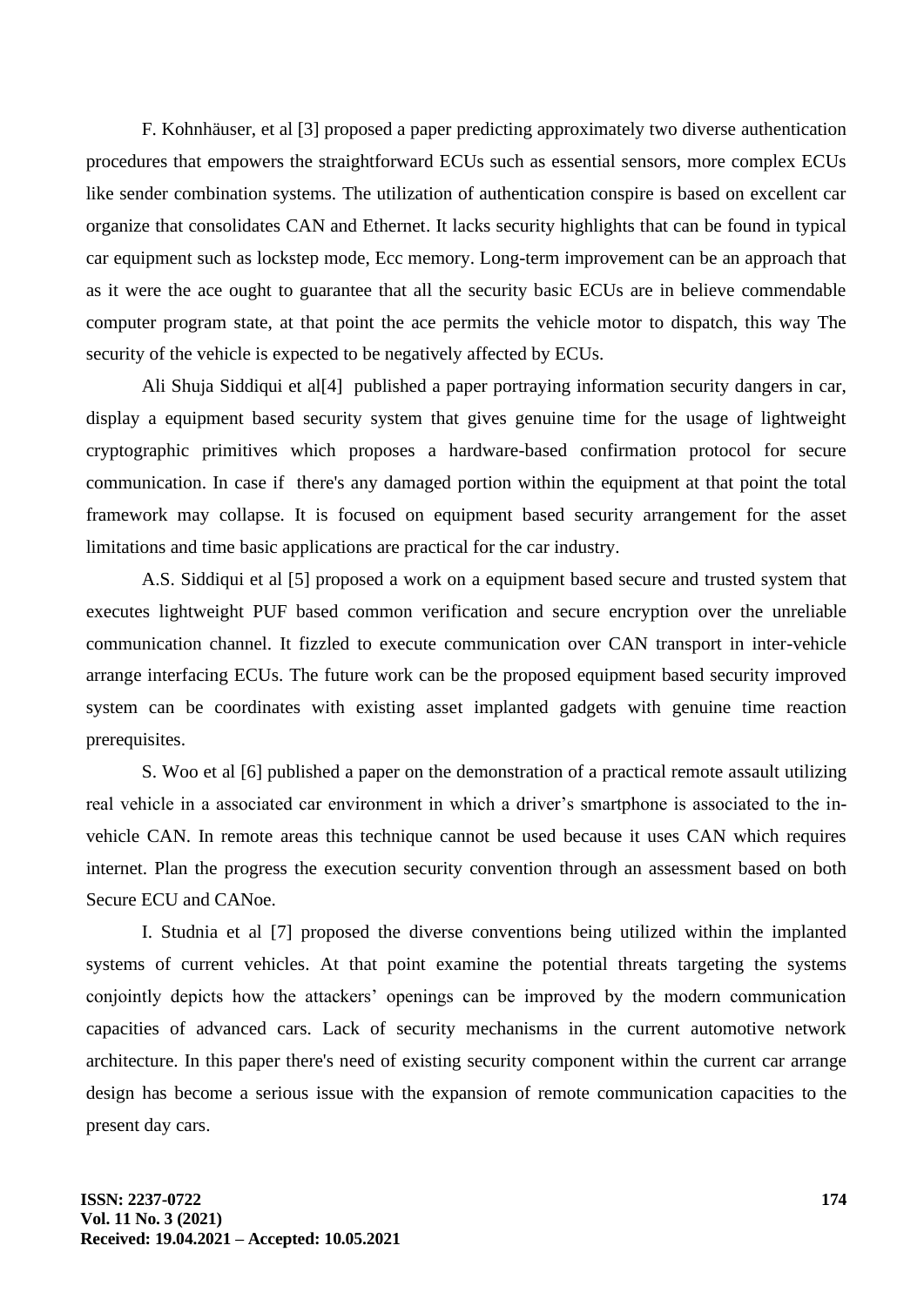F. Kohnhäuser, et al [3] proposed a paper predicting approximately two diverse authentication procedures that empowers the straightforward ECUs such as essential sensors, more complex ECUs like sender combination systems. The utilization of authentication conspire is based on excellent car organize that consolidates CAN and Ethernet. It lacks security highlights that can be found in typical car equipment such as lockstep mode, Ecc memory. Long-term improvement can be an approach that as it were the ace ought to guarantee that all the security basic ECUs are in believe commendable computer program state, at that point the ace permits the vehicle motor to dispatch, this way The security of the vehicle is expected to be negatively affected by ECUs.

Ali Shuja Siddiqui et al[4] published a paper portraying information security dangers in car, display a equipment based security system that gives genuine time for the usage of lightweight cryptographic primitives which proposes a hardware-based confirmation protocol for secure communication. In case if there's any damaged portion within the equipment at that point the total framework may collapse. It is focused on equipment based security arrangement for the asset limitations and time basic applications are practical for the car industry.

A.S. Siddiqui et al [5] proposed a work on a equipment based secure and trusted system that executes lightweight PUF based common verification and secure encryption over the unreliable communication channel. It fizzled to execute communication over CAN transport in inter-vehicle arrange interfacing ECUs. The future work can be the proposed equipment based security improved system can be coordinates with existing asset implanted gadgets with genuine time reaction prerequisites.

S. Woo et al [6] published a paper on the demonstration of a practical remote assault utilizing real vehicle in a associated car environment in which a driver's smartphone is associated to the in-vehicle CAN. In remote areas this technique cannot be used because it uses CAN which requires internet. Plan the progress the execution security convention through an assessment based on both Secure ECU and CANoe.

I. Studnia et al [7] proposed the diverse conventions being utilized within the implanted systems of current vehicles. At that point examine the potential threats targeting the systems conjointly depicts how the attackers' openings can be improved by the modern communication capacities of advanced cars. Lack of security mechanisms in the current automotive network architecture. In this paper there's need of existing security component within the current car arrange design has become a serious issue with the expansion of remote communication capacities to the present day cars.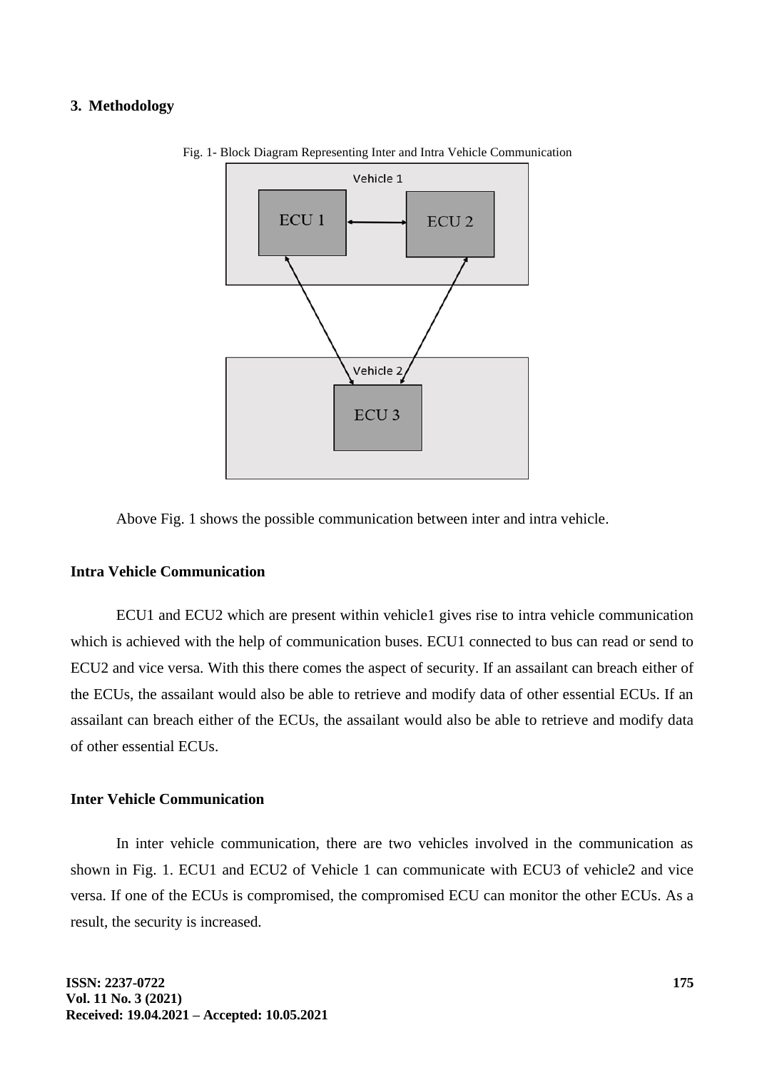## 3. Methodology

Fig. 1- Block Diagram Representing Inter and Intra Vehicle Communication

Above Fig. 1 shows the possible communication between inter and intra vehicle.

### Intra Vehicle Communication

ECU1 and ECU2 which are present within vehicle1 gives rise to intra vehicle communication which is achieved with the help of communication buses. ECU1 connected to bus can read or send to ECU2 and vice versa. With this there comes the aspect of security. If an assailant can breach either of the ECUs, the assailant would also be able to retrieve and modify data of other essential ECUs. If an assailant can breach either of the ECUs, the assailant would also be able to retrieve and modify data of other essential ECUs.

### Inter Vehicle Communication

In inter vehicle communication, there are two vehicles involved in the communication as shown in Fig. 1. ECU1 and ECU2 of Vehicle 1 can communicate with ECU3 of vehicle2 and vice versa. If one of the ECUs is compromised, the compromised ECU can monitor the other ECUs. As a result, the security is increased.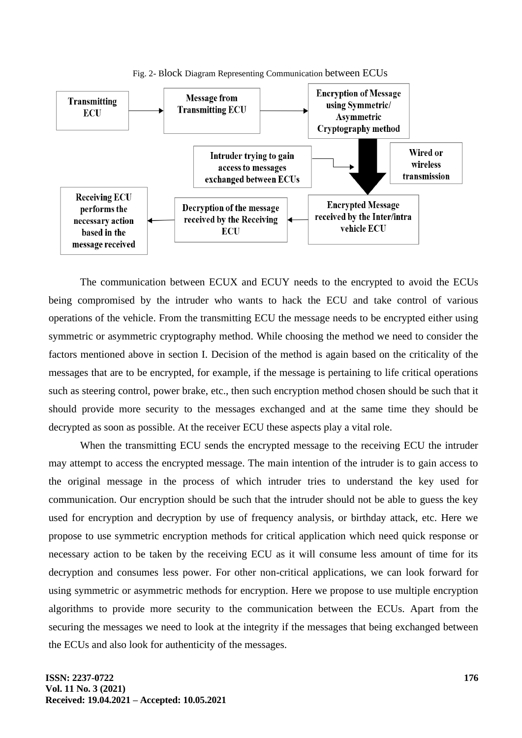Fig. 2- Block Diagram Representing Communication between ECUs

The communication between ECUX and ECUY needs to the encrypted to avoid the ECUs being compromised by the intruder who wants to hack the ECU and take control of various operations of the vehicle. From the transmitting ECU the message needs to be encrypted either using symmetric or asymmetric cryptography method. While choosing the method we need to consider the factors mentioned above in section I. Decision of the method is again based on the criticality of the messages that are to be encrypted, for example, if the message is pertaining to life critical operations such as steering control, power brake, etc., then such encryption method chosen should be such that it should provide more security to the messages exchanged and at the same time they should be decrypted as soon as possible. At the receiver ECU these aspects play a vital role.

When the transmitting ECU sends the encrypted message to the receiving ECU the intruder may attempt to access the encrypted message. The main intention of the intruder is to gain access to the original message in the process of which intruder tries to understand the key used for communication. Our encryption should be such that the intruder should not be able to guess the key used for encryption and decryption by use of frequency analysis, or birthday attack, etc. Here we propose to use symmetric encryption methods for critical application which need quick response or necessary action to be taken by the receiving ECU as it will consume less amount of time for its decryption and consumes less power. For other non-critical applications, we can look forward for using symmetric or asymmetric methods for encryption. Here we propose to use multiple encryption algorithms to provide more security to the communication between the ECUs. Apart from the securing the messages we need to look at the integrity if the messages that being exchanged between the ECUs and also look for authenticity of the messages.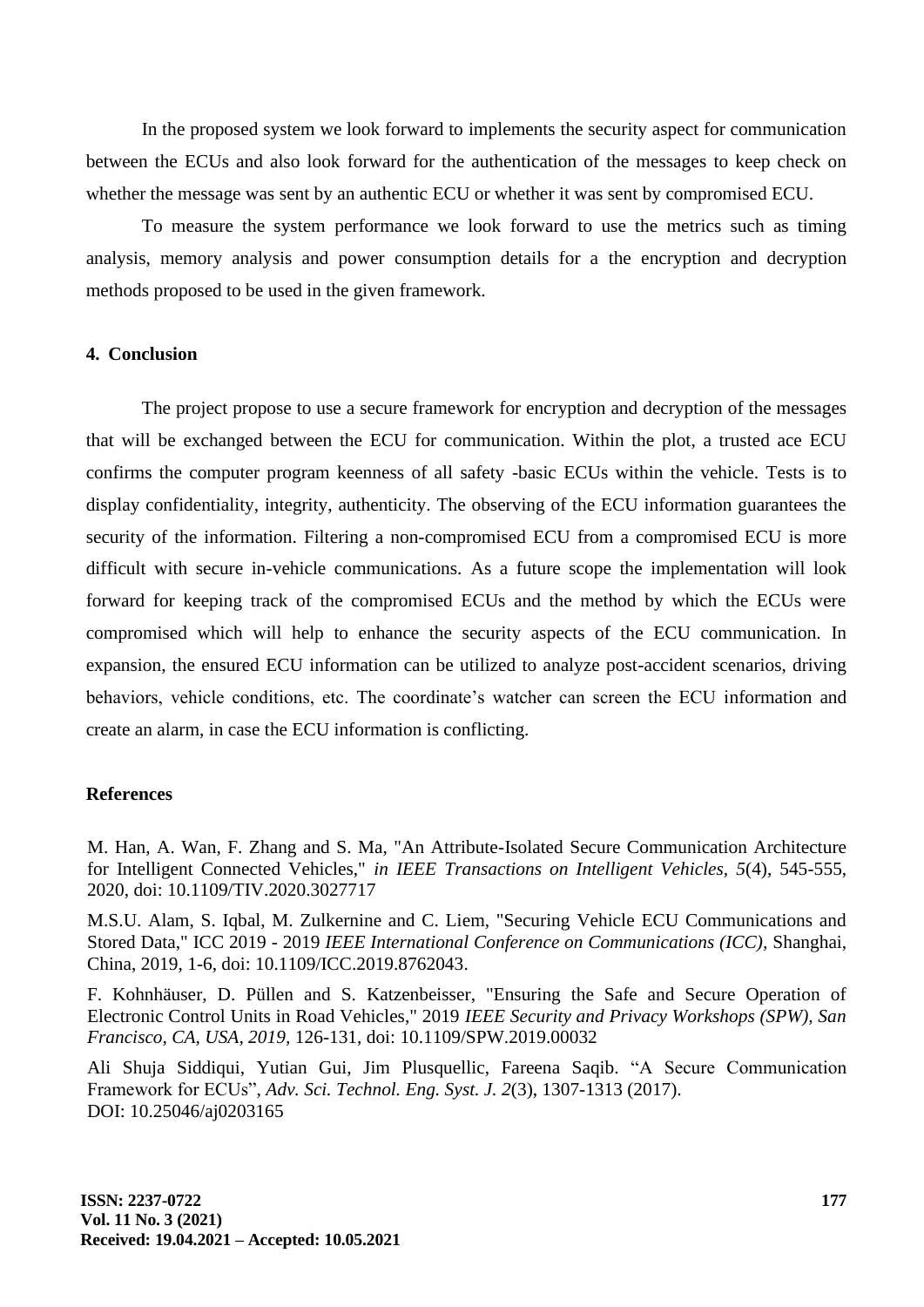In the proposed system we look forward to implements the security aspect for communication between the ECUs and also look forward for the authentication of the messages to keep check on whether the message was sent by an authentic ECU or whether it was sent by compromised ECU.

To measure the system performance we look forward to use the metrics such as timing analysis, memory analysis and power consumption details for a the encryption and decryption methods proposed to be used in the given framework.

## 4. Conclusion

The project propose to use a secure framework for encryption and decryption of the messages that will be exchanged between the ECU for communication. Within the plot, a trusted ace ECU confirms the computer program keenness of all safety -basic ECUs within the vehicle. Tests is to display confidentiality, integrity, authenticity. The observing of the ECU information guarantees the security of the information. Filtering a non-compromised ECU from a compromised ECU is more difficult with secure in-vehicle communications. As a future scope the implementation will look forward for keeping track of the compromised ECUs and the method by which the ECUs were compromised which will help to enhance the security aspects of the ECU communication. In expansion, the ensured ECU information can be utilized to analyze post-accident scenarios, driving behaviors, vehicle conditions, etc. The coordinate's watcher can screen the ECU information and create an alarm, in case the ECU information is conflicting.

## References

M. Han, A. Wan, F. Zhang and S. Ma, "An Attribute-Isolated Secure Communication Architecture for Intelligent Connected Vehicles," *in IEEE Transactions on Intelligent Vehicles*, *5*(4), 545-555, 2020, doi: 10.1109/TIV.2020.3027717

M.S.U. Alam, S. Iqbal, M. Zulkernine and C. Liem, "Securing Vehicle ECU Communications and Stored Data," ICC 2019 - 2019 *IEEE International Conference on Communications (ICC)*, Shanghai, China, 2019, 1-6, doi: 10.1109/ICC.2019.8762043.

F. Kohnhäuser, D. Püllen and S. Katzenbeisser, "Ensuring the Safe and Secure Operation of Electronic Control Units in Road Vehicles," 2019 *IEEE Security and Privacy Workshops (SPW), San Francisco, CA, USA, 2019*, 126-131, doi: 10.1109/SPW.2019.00032

Ali Shuja Siddiqui, Yutian Gui, Jim Plusquellic, Fareena Saqib. "A Secure Communication Framework for ECUs", *Adv. Sci. Technol. Eng. Syst. J. 2*(3), 1307-1313 (2017). DOI: 10.25046/aj0203165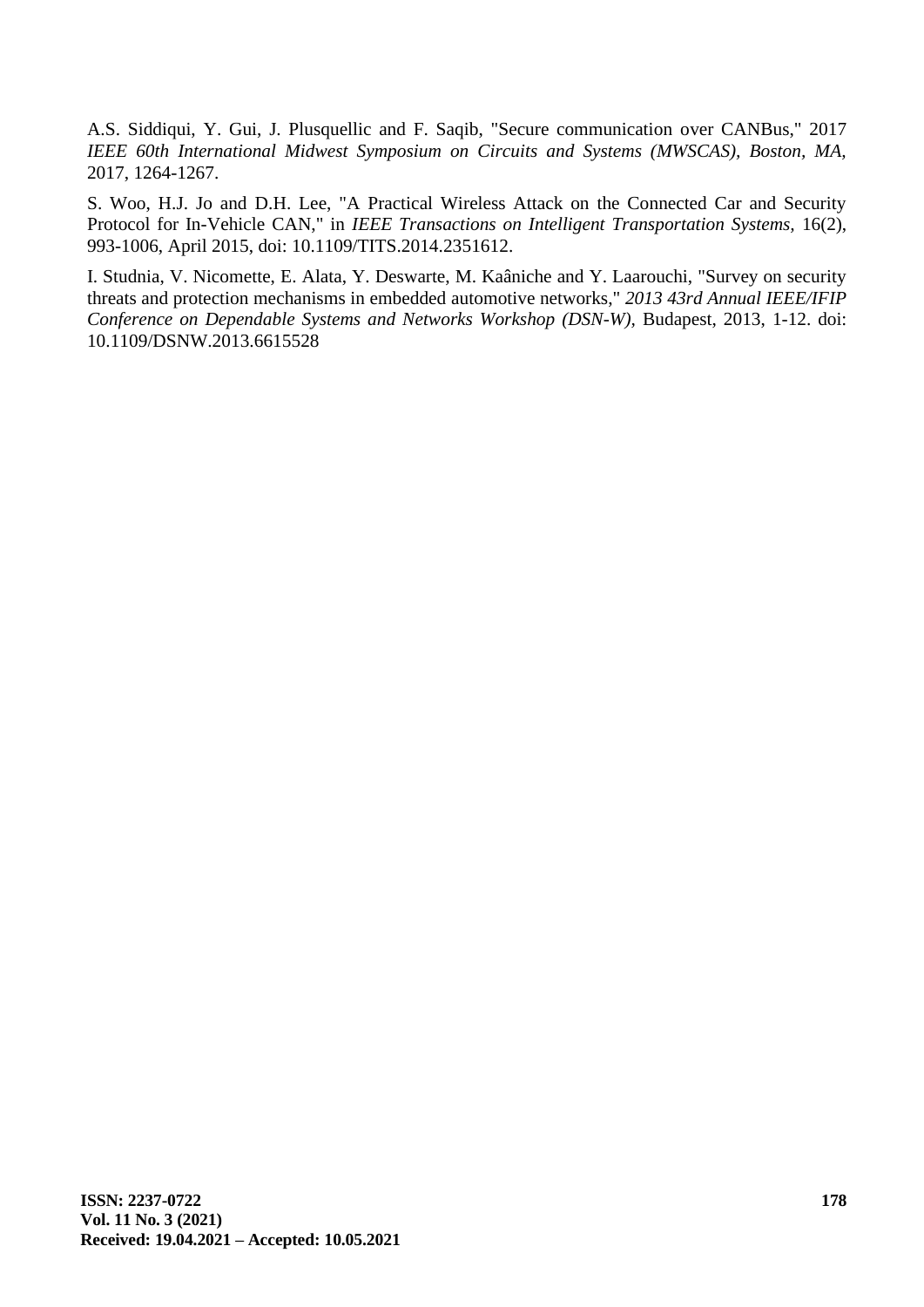A.S. Siddiqui, Y. Gui, J. Plusquellic and F. Saqib, "Secure communication over CANBus," 2017 *IEEE 60th International Midwest Symposium on Circuits and Systems (MWSCAS), Boston, MA*, 2017, 1264-1267.

S. Woo, H.J. Jo and D.H. Lee, "A Practical Wireless Attack on the Connected Car and Security Protocol for In-Vehicle CAN," in *IEEE Transactions on Intelligent Transportation Systems*, 16(2), 993-1006, April 2015, doi: 10.1109/TITS.2014.2351612.

I. Studnia, V. Nicomette, E. Alata, Y. Deswarte, M. Kaâniche and Y. Laarouchi, "Survey on security threats and protection mechanisms in embedded automotive networks," *2013 43rd Annual IEEE/IFIP Conference on Dependable Systems and Networks Workshop (DSN-W)*, Budapest, 2013, 1-12. doi: 10.1109/DSNW.2013.6615528

**Received: 19.04.2021 – Accepted: 10.05.2021**